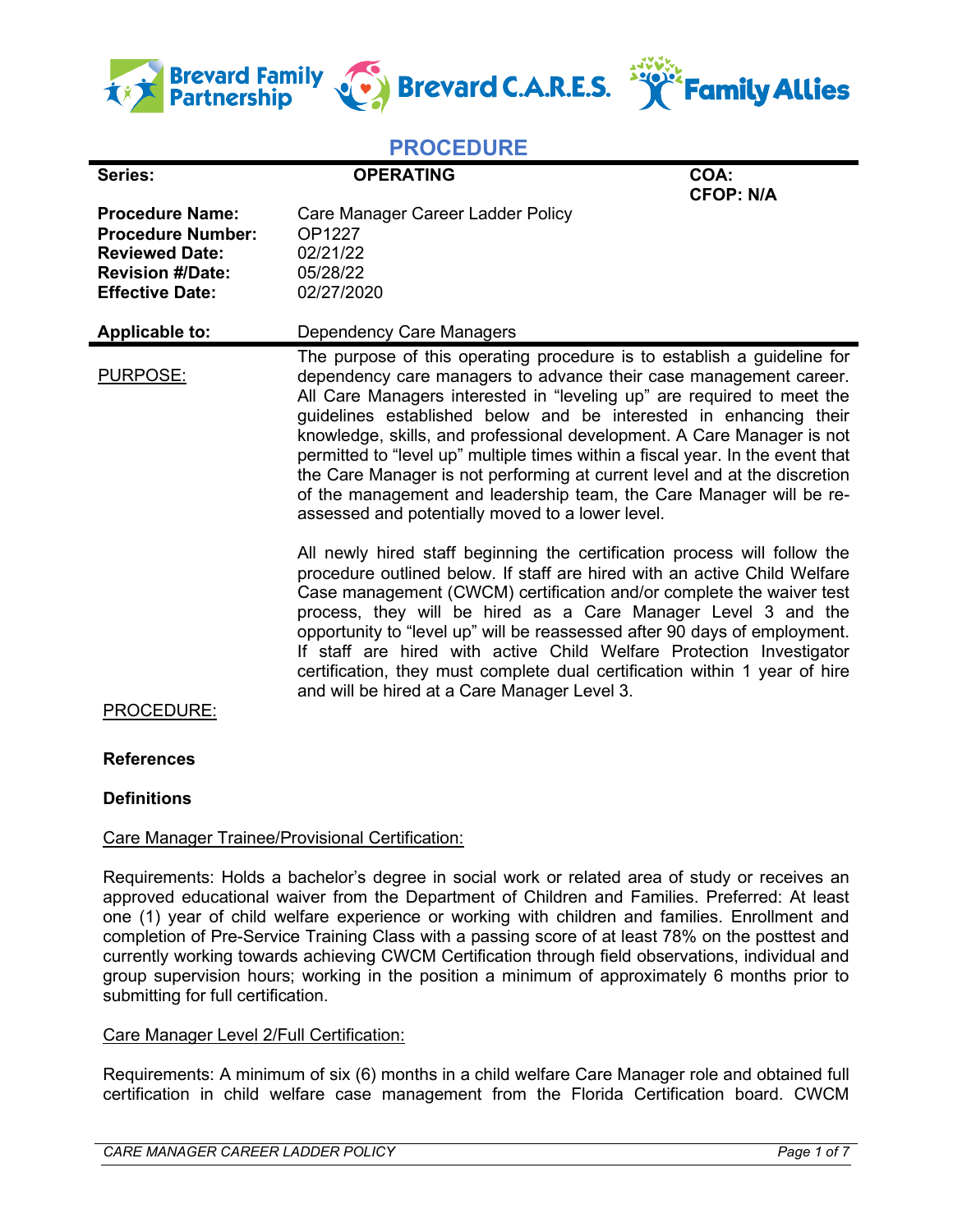Brevard Family Partnership | Brevard C.A.R.E.S. | Family Allies

# PROCEDURE

| **Series:** | **OPERATING** | **COA:** **CFOP: N/A** |
|---|---|---|
| **Procedure Name:** | Care Manager Career Ladder Policy | |
| **Procedure Number:** | OP1227 | |
| **Reviewed Date:** | 02/21/22 | |
| **Revision #/Date:** | 05/28/22 | |
| **Effective Date:** | 02/27/2020 | |
| **Applicable to:** | Dependency Care Managers | |

PURPOSE:

The purpose of this operating procedure is to establish a guideline for dependency care managers to advance their case management career. All Care Managers interested in "leveling up" are required to meet the guidelines established below and be interested in enhancing their knowledge, skills, and professional development. A Care Manager is not permitted to "level up" multiple times within a fiscal year. In the event that the Care Manager is not performing at current level and at the discretion of the management and leadership team, the Care Manager will be re-assessed and potentially moved to a lower level.

All newly hired staff beginning the certification process will follow the procedure outlined below. If staff are hired with an active Child Welfare Case management (CWCM) certification and/or complete the waiver test process, they will be hired as a Care Manager Level 3 and the opportunity to "level up" will be reassessed after 90 days of employment. If staff are hired with active Child Welfare Protection Investigator certification, they must complete dual certification within 1 year of hire and will be hired at a Care Manager Level 3.

PROCEDURE:

**References**

**Definitions**

Care Manager Trainee/Provisional Certification:

Requirements: Holds a bachelor's degree in social work or related area of study or receives an approved educational waiver from the Department of Children and Families. Preferred: At least one (1) year of child welfare experience or working with children and families. Enrollment and completion of Pre-Service Training Class with a passing score of at least 78% on the posttest and currently working towards achieving CWCM Certification through field observations, individual and group supervision hours; working in the position a minimum of approximately 6 months prior to submitting for full certification.

Care Manager Level 2/Full Certification:

Requirements: A minimum of six (6) months in a child welfare Care Manager role and obtained full certification in child welfare case management from the Florida Certification board. CWCM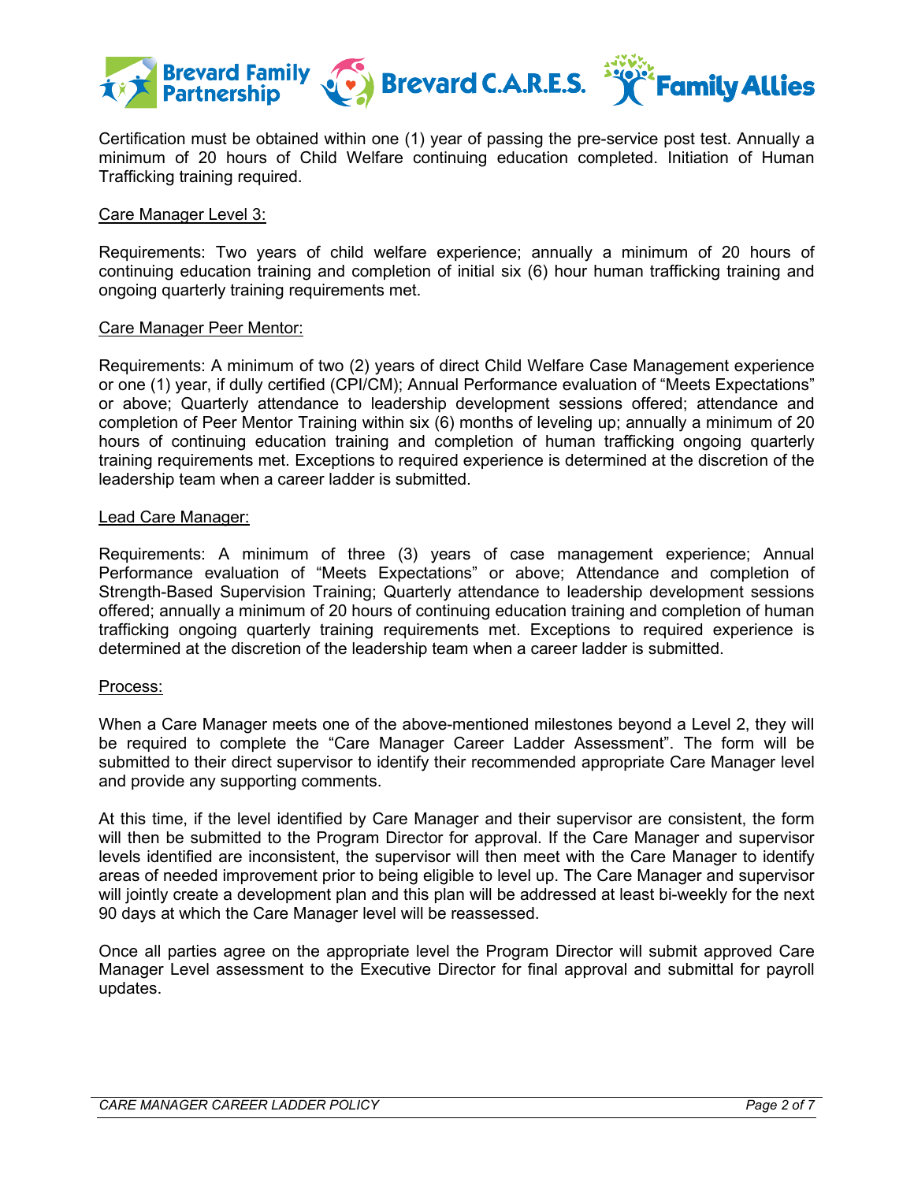Certification must be obtained within one (1) year of passing the pre-service post test. Annually a minimum of 20 hours of Child Welfare continuing education completed. Initiation of Human Trafficking training required.

<u>Care Manager Level 3:</u>

Requirements: Two years of child welfare experience; annually a minimum of 20 hours of continuing education training and completion of initial six (6) hour human trafficking training and ongoing quarterly training requirements met.

<u>Care Manager Peer Mentor:</u>

Requirements: A minimum of two (2) years of direct Child Welfare Case Management experience or one (1) year, if dully certified (CPI/CM); Annual Performance evaluation of "Meets Expectations" or above; Quarterly attendance to leadership development sessions offered; attendance and completion of Peer Mentor Training within six (6) months of leveling up; annually a minimum of 20 hours of continuing education training and completion of human trafficking ongoing quarterly training requirements met. Exceptions to required experience is determined at the discretion of the leadership team when a career ladder is submitted.

<u>Lead Care Manager:</u>

Requirements: A minimum of three (3) years of case management experience; Annual Performance evaluation of "Meets Expectations" or above; Attendance and completion of Strength-Based Supervision Training; Quarterly attendance to leadership development sessions offered; annually a minimum of 20 hours of continuing education training and completion of human trafficking ongoing quarterly training requirements met. Exceptions to required experience is determined at the discretion of the leadership team when a career ladder is submitted.

<u>Process:</u>

When a Care Manager meets one of the above-mentioned milestones beyond a Level 2, they will be required to complete the "Care Manager Career Ladder Assessment". The form will be submitted to their direct supervisor to identify their recommended appropriate Care Manager level and provide any supporting comments.

At this time, if the level identified by Care Manager and their supervisor are consistent, the form will then be submitted to the Program Director for approval. If the Care Manager and supervisor levels identified are inconsistent, the supervisor will then meet with the Care Manager to identify areas of needed improvement prior to being eligible to level up. The Care Manager and supervisor will jointly create a development plan and this plan will be addressed at least bi-weekly for the next 90 days at which the Care Manager level will be reassessed.

Once all parties agree on the appropriate level the Program Director will submit approved Care Manager Level assessment to the Executive Director for final approval and submittal for payroll updates.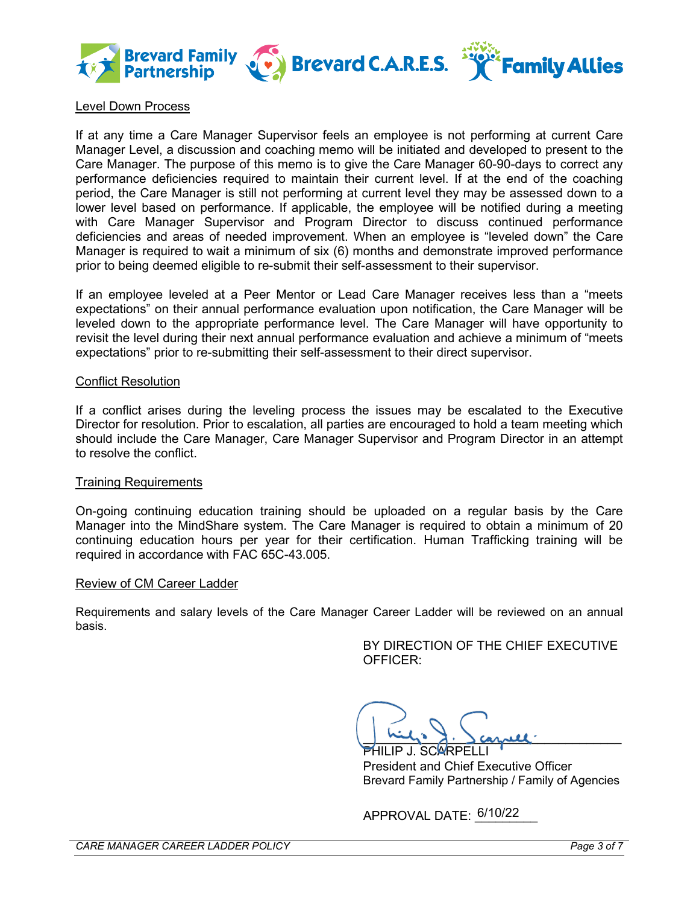Level Down Process

If at any time a Care Manager Supervisor feels an employee is not performing at current Care Manager Level, a discussion and coaching memo will be initiated and developed to present to the Care Manager. The purpose of this memo is to give the Care Manager 60-90-days to correct any performance deficiencies required to maintain their current level. If at the end of the coaching period, the Care Manager is still not performing at current level they may be assessed down to a lower level based on performance. If applicable, the employee will be notified during a meeting with Care Manager Supervisor and Program Director to discuss continued performance deficiencies and areas of needed improvement. When an employee is "leveled down" the Care Manager is required to wait a minimum of six (6) months and demonstrate improved performance prior to being deemed eligible to re-submit their self-assessment to their supervisor.

If an employee leveled at a Peer Mentor or Lead Care Manager receives less than a "meets expectations" on their annual performance evaluation upon notification, the Care Manager will be leveled down to the appropriate performance level. The Care Manager will have opportunity to revisit the level during their next annual performance evaluation and achieve a minimum of "meets expectations" prior to re-submitting their self-assessment to their direct supervisor.

Conflict Resolution

If a conflict arises during the leveling process the issues may be escalated to the Executive Director for resolution. Prior to escalation, all parties are encouraged to hold a team meeting which should include the Care Manager, Care Manager Supervisor and Program Director in an attempt to resolve the conflict.

Training Requirements

On-going continuing education training should be uploaded on a regular basis by the Care Manager into the MindShare system. The Care Manager is required to obtain a minimum of 20 continuing education hours per year for their certification. Human Trafficking training will be required in accordance with FAC 65C-43.005.

Review of CM Career Ladder

Requirements and salary levels of the Care Manager Career Ladder will be reviewed on an annual basis.

BY DIRECTION OF THE CHIEF EXECUTIVE OFFICER:

PHILIP J. SCARPELLI
President and Chief Executive Officer
Brevard Family Partnership / Family of Agencies

APPROVAL DATE: 6/10/22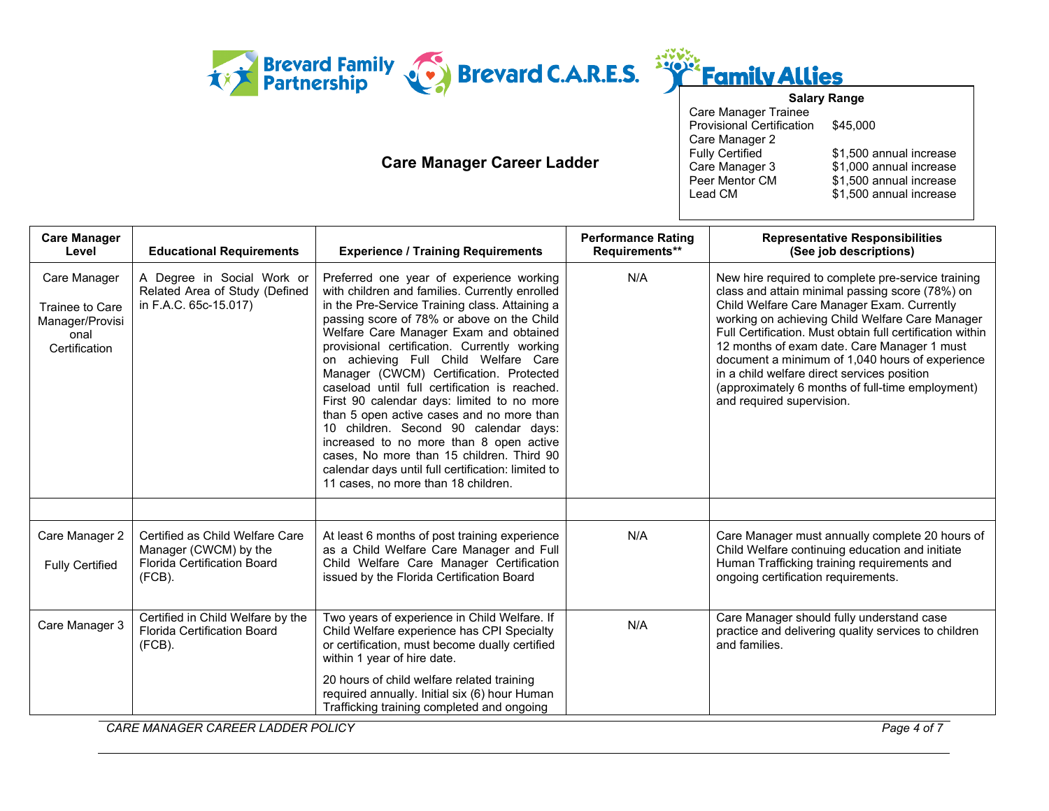Brevard Family Partnership | Brevard C.A.R.E.S. | Family Allies

## Care Manager Career Ladder

| **Salary Range** | |
|---|---|
| Care Manager Trainee | |
| Provisional Certification | $45,000 |
| Care Manager 2 | |
| Fully Certified | $1,500 annual increase |
| Care Manager 3 | $1,000 annual increase |
| Peer Mentor CM | $1,500 annual increase |
| Lead CM | $1,500 annual increase |

| Care Manager Level | Educational Requirements | Experience / Training Requirements | Performance Rating Requirements** | Representative Responsibilities (See job descriptions) |
|---|---|---|---|---|
| Care Manager Trainee to Care Manager/Provisional Certification | A Degree in Social Work or Related Area of Study (Defined in F.A.C. 65c-15.017) | Preferred one year of experience working with children and families. Currently enrolled in the Pre-Service Training class. Attaining a passing score of 78% or above on the Child Welfare Care Manager Exam and obtained provisional certification. Currently working on achieving Full Child Welfare Care Manager (CWCM) Certification. Protected caseload until full certification is reached. First 90 calendar days: limited to no more than 5 open active cases and no more than 10 children. Second 90 calendar days: increased to no more than 8 open active cases, No more than 15 children. Third 90 calendar days until full certification: limited to 11 cases, no more than 18 children. | N/A | New hire required to complete pre-service training class and attain minimal passing score (78%) on Child Welfare Care Manager Exam. Currently working on achieving Child Welfare Care Manager Full Certification. Must obtain full certification within 12 months of exam date. Care Manager 1 must document a minimum of 1,040 hours of experience in a child welfare direct services position (approximately 6 months of full-time employment) and required supervision. |
| | | | | |
| Care Manager 2 Fully Certified | Certified as Child Welfare Care Manager (CWCM) by the Florida Certification Board (FCB). | At least 6 months of post training experience as a Child Welfare Care Manager and Full Child Welfare Care Manager Certification issued by the Florida Certification Board | N/A | Care Manager must annually complete 20 hours of Child Welfare continuing education and initiate Human Trafficking training requirements and ongoing certification requirements. |
| Care Manager 3 | Certified in Child Welfare by the Florida Certification Board (FCB). | Two years of experience in Child Welfare. If Child Welfare experience has CPI Specialty or certification, must become dually certified within 1 year of hire date.<br><br>20 hours of child welfare related training required annually. Initial six (6) hour Human Trafficking training completed and ongoing | N/A | Care Manager should fully understand case practice and delivering quality services to children and families. |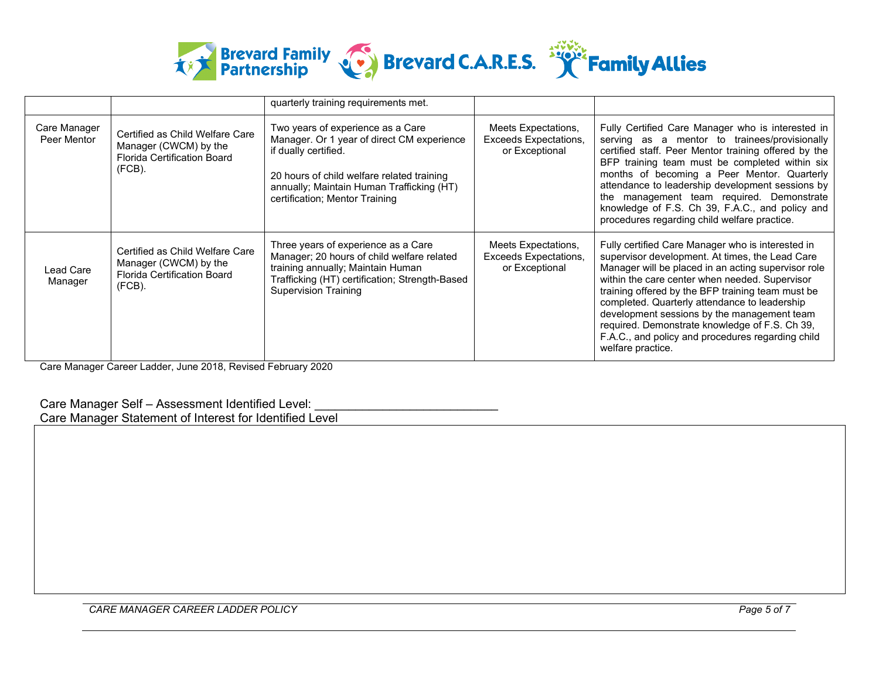| | | | | |
|---|---|---|---|---|
| | | quarterly training requirements met. | | |
| Care Manager Peer Mentor | Certified as Child Welfare Care Manager (CWCM) by the Florida Certification Board (FCB). | Two years of experience as a Care Manager. Or 1 year of direct CM experience if dually certified.<br><br>20 hours of child welfare related training annually; Maintain Human Trafficking (HT) certification; Mentor Training | Meets Expectations, Exceeds Expectations, or Exceptional | Fully Certified Care Manager who is interested in serving as a mentor to trainees/provisionally certified staff. Peer Mentor training offered by the BFP training team must be completed within six months of becoming a Peer Mentor. Quarterly attendance to leadership development sessions by the management team required. Demonstrate knowledge of F.S. Ch 39, F.A.C., and policy and procedures regarding child welfare practice. |
| Lead Care Manager | Certified as Child Welfare Care Manager (CWCM) by the Florida Certification Board (FCB). | Three years of experience as a Care Manager; 20 hours of child welfare related training annually; Maintain Human Trafficking (HT) certification; Strength-Based Supervision Training | Meets Expectations, Exceeds Expectations, or Exceptional | Fully certified Care Manager who is interested in supervisor development. At times, the Lead Care Manager will be placed in an acting supervisor role within the care center when needed. Supervisor training offered by the BFP training team must be completed. Quarterly attendance to leadership development sessions by the management team required. Demonstrate knowledge of F.S. Ch 39, F.A.C., and policy and procedures regarding child welfare practice. |

Care Manager Career Ladder, June 2018, Revised February 2020

Care Manager Self – Assessment Identified Level: ___________________________

Care Manager Statement of Interest for Identified Level

| |
|---|
| |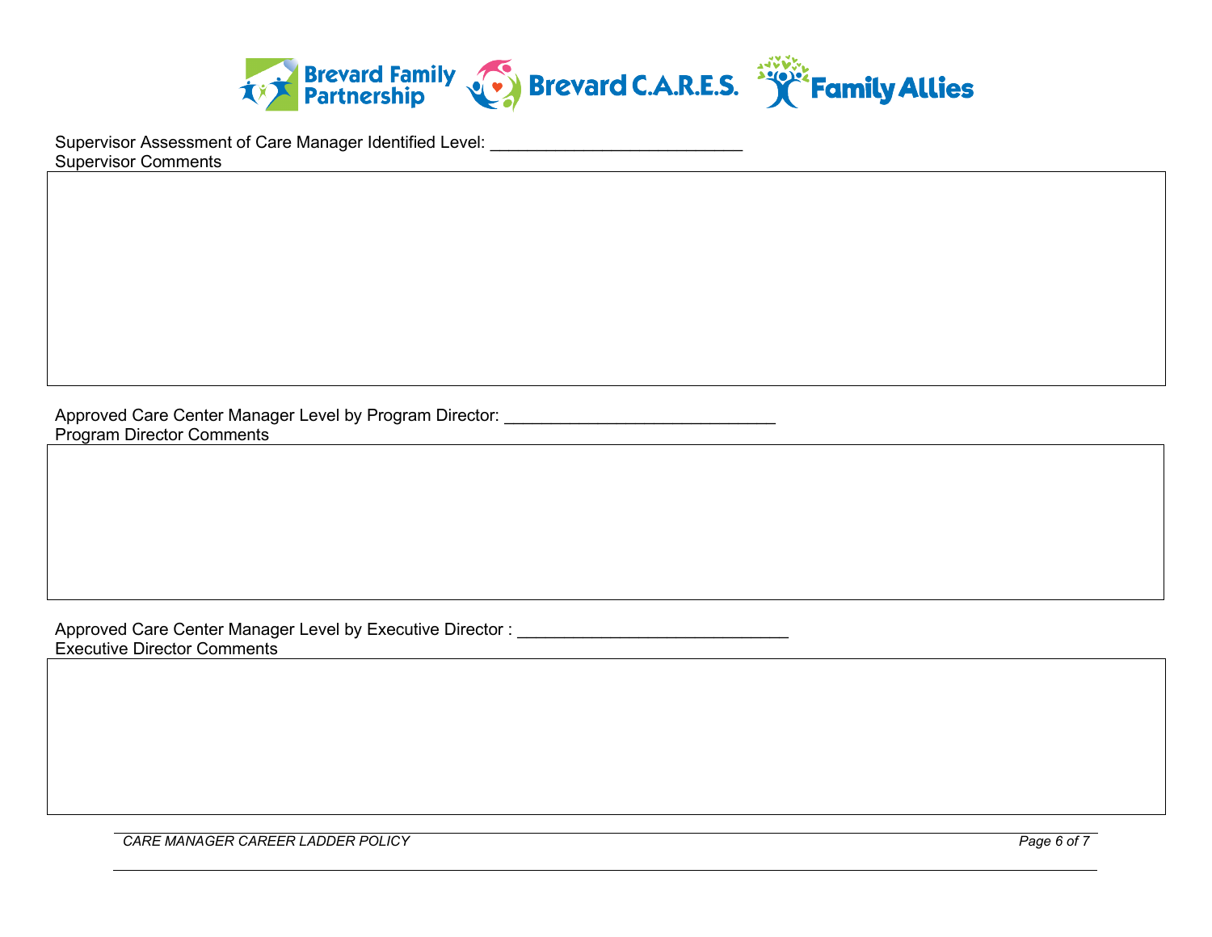Supervisor Assessment of Care Manager Identified Level: ___________________________

Supervisor Comments

|   |
|---|
|   |

Approved Care Center Manager Level by Program Director: _____________________________

Program Director Comments

|   |
|---|
|   |

Approved Care Center Manager Level by Executive Director : _____________________________

Executive Director Comments

|   |
|---|
|   |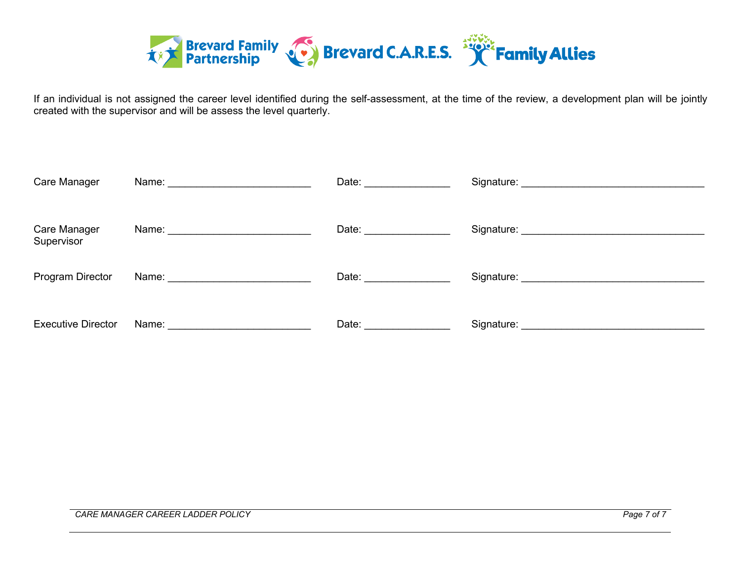If an individual is not assigned the career level identified during the self-assessment, at the time of the review, a development plan will be jointly created with the supervisor and will be assess the level quarterly.

| | | | |
|---|---|---|---|
| Care Manager | Name: ________________________ | Date: _______________ | Signature: ________________________________ |
| Care Manager Supervisor | Name: ________________________ | Date: _______________ | Signature: ________________________________ |
| Program Director | Name: ________________________ | Date: _______________ | Signature: ________________________________ |
| Executive Director | Name: ________________________ | Date: _______________ | Signature: ________________________________ |